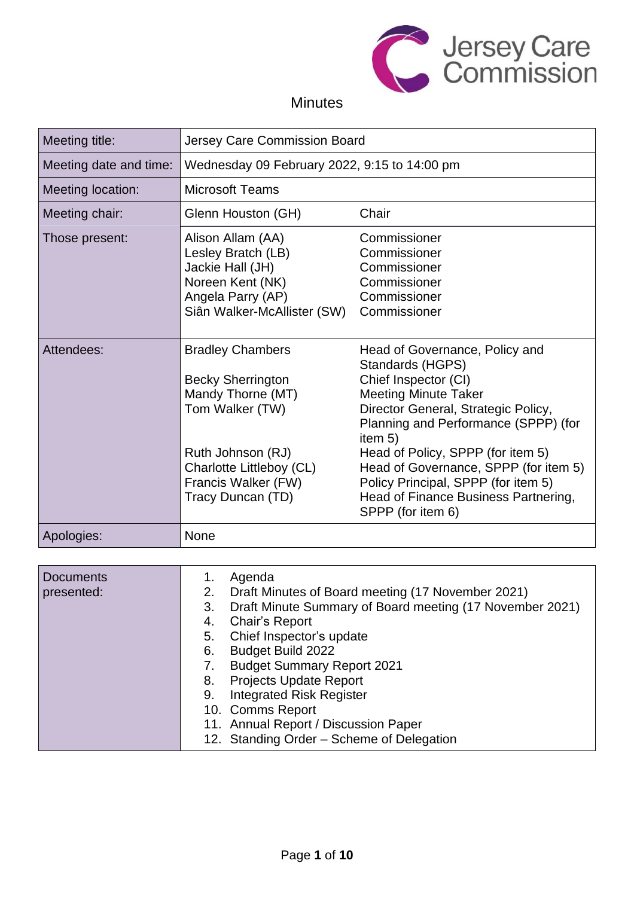Jersey Care Commission

# Minutes

| Meeting title: | Jersey Care Commission Board | |
|---|---|---|
| Meeting date and time: | Wednesday 09 February 2022, 9:15 to 14:00 pm | |
| Meeting location: | Microsoft Teams | |
| Meeting chair: | Glenn Houston (GH) | Chair |
| Those present: | Alison Allam (AA)<br>Lesley Bratch (LB)<br>Jackie Hall (JH)<br>Noreen Kent (NK)<br>Angela Parry (AP)<br>Siân Walker-McAllister (SW) | Commissioner<br>Commissioner<br>Commissioner<br>Commissioner<br>Commissioner<br>Commissioner |
| Attendees: | Bradley Chambers<br><br>Becky Sherrington<br>Mandy Thorne (MT)<br>Tom Walker (TW)<br><br><br>Ruth Johnson (RJ)<br>Charlotte Littleboy (CL)<br>Francis Walker (FW)<br>Tracy Duncan (TD) | Head of Governance, Policy and Standards (HGPS)<br>Chief Inspector (CI)<br>Meeting Minute Taker<br>Director General, Strategic Policy, Planning and Performance (SPPP) (for item 5)<br>Head of Policy, SPPP (for item 5)<br>Head of Governance, SPPP (for item 5)<br>Policy Principal, SPPP (for item 5)<br>Head of Finance Business Partnering, SPPP (for item 6) |
| Apologies: | None | |

| Documents presented: | |
|---|---|
| | 1. Agenda<br>2. Draft Minutes of Board meeting (17 November 2021)<br>3. Draft Minute Summary of Board meeting (17 November 2021)<br>4. Chair's Report<br>5. Chief Inspector's update<br>6. Budget Build 2022<br>7. Budget Summary Report 2021<br>8. Projects Update Report<br>9. Integrated Risk Register<br>10. Comms Report<br>11. Annual Report / Discussion Paper<br>12. Standing Order – Scheme of Delegation |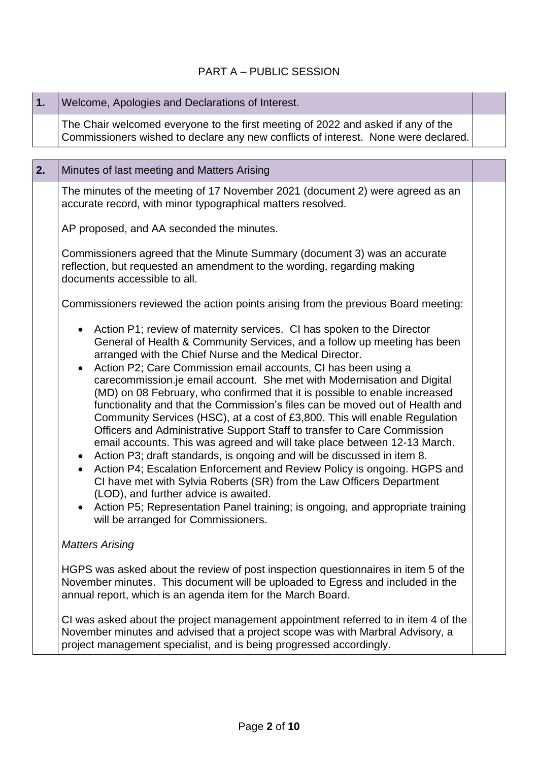PART A – PUBLIC SESSION

| 1. | Welcome, Apologies and Declarations of Interest. | |
|---|---|---|
| | The Chair welcomed everyone to the first meeting of 2022 and asked if any of the Commissioners wished to declare any new conflicts of interest. None were declared. | |

| 2. | Minutes of last meeting and Matters Arising | |
|---|---|---|
| | The minutes of the meeting of 17 November 2021 (document 2) were agreed as an accurate record, with minor typographical matters resolved.<br><br>AP proposed, and AA seconded the minutes.<br><br>Commissioners agreed that the Minute Summary (document 3) was an accurate reflection, but requested an amendment to the wording, regarding making documents accessible to all.<br><br>Commissioners reviewed the action points arising from the previous Board meeting:<br><br>• Action P1; review of maternity services. CI has spoken to the Director General of Health & Community Services, and a follow up meeting has been arranged with the Chief Nurse and the Medical Director.<br>• Action P2; Care Commission email accounts, CI has been using a carecommission.je email account. She met with Modernisation and Digital (MD) on 08 February, who confirmed that it is possible to enable increased functionality and that the Commission's files can be moved out of Health and Community Services (HSC), at a cost of £3,800. This will enable Regulation Officers and Administrative Support Staff to transfer to Care Commission email accounts. This was agreed and will take place between 12-13 March.<br>• Action P3; draft standards, is ongoing and will be discussed in item 8.<br>• Action P4; Escalation Enforcement and Review Policy is ongoing. HGPS and CI have met with Sylvia Roberts (SR) from the Law Officers Department (LOD), and further advice is awaited.<br>• Action P5; Representation Panel training; is ongoing, and appropriate training will be arranged for Commissioners.<br><br>*Matters Arising*<br><br>HGPS was asked about the review of post inspection questionnaires in item 5 of the November minutes. This document will be uploaded to Egress and included in the annual report, which is an agenda item for the March Board.<br><br>CI was asked about the project management appointment referred to in item 4 of the November minutes and advised that a project scope was with Marbral Advisory, a project management specialist, and is being progressed accordingly. | |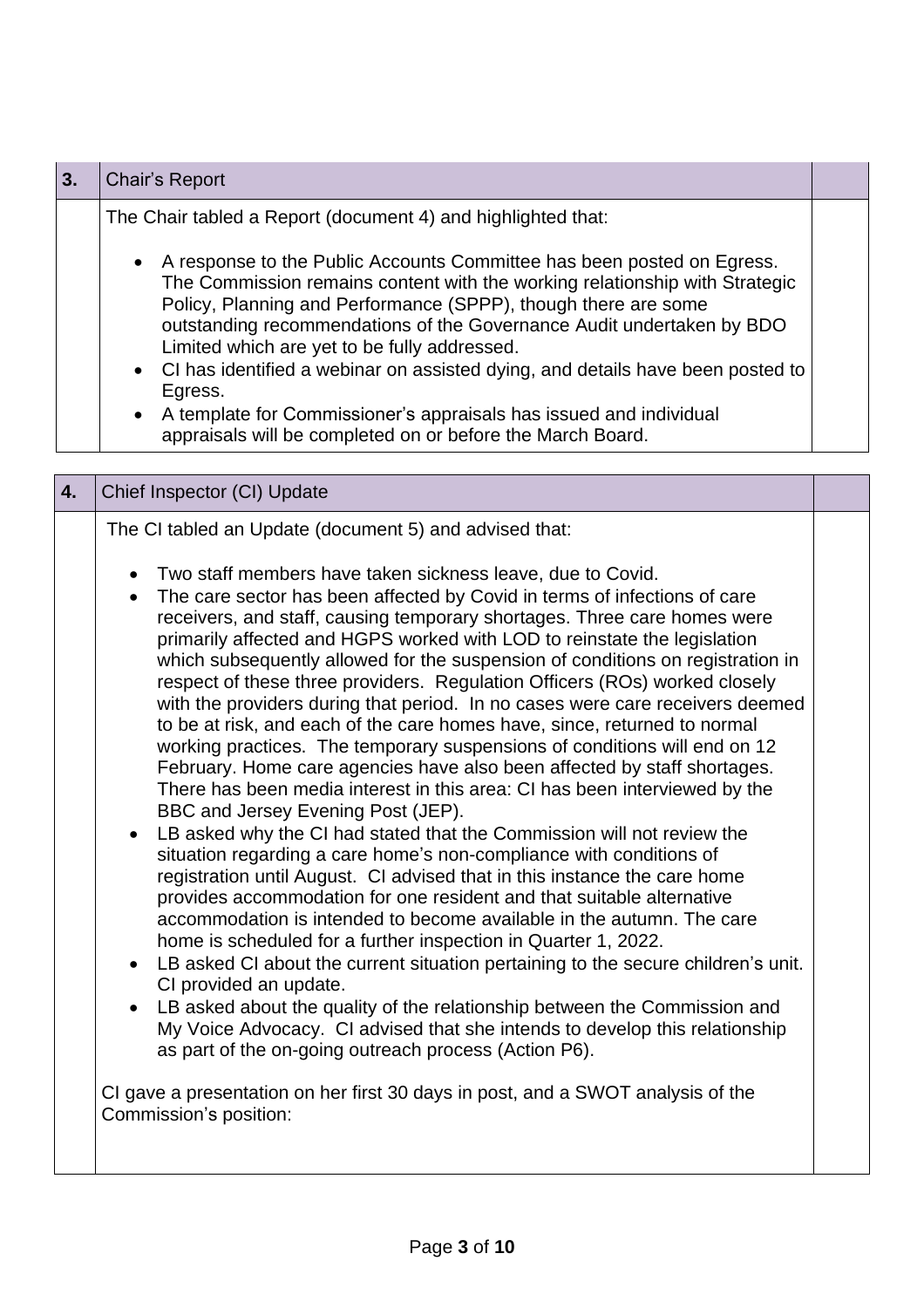| 3. | Chair's Report | |
|---|---|---|
| | The Chair tabled a Report (document 4) and highlighted that:<br><br>• A response to the Public Accounts Committee has been posted on Egress. The Commission remains content with the working relationship with Strategic Policy, Planning and Performance (SPPP), though there are some outstanding recommendations of the Governance Audit undertaken by BDO Limited which are yet to be fully addressed.<br>• CI has identified a webinar on assisted dying, and details have been posted to Egress.<br>• A template for Commissioner's appraisals has issued and individual appraisals will be completed on or before the March Board. | |

| 4. | Chief Inspector (CI) Update | |
|---|---|---|
| | The CI tabled an Update (document 5) and advised that:<br><br>• Two staff members have taken sickness leave, due to Covid.<br>• The care sector has been affected by Covid in terms of infections of care receivers, and staff, causing temporary shortages. Three care homes were primarily affected and HGPS worked with LOD to reinstate the legislation which subsequently allowed for the suspension of conditions on registration in respect of these three providers. Regulation Officers (ROs) worked closely with the providers during that period. In no cases were care receivers deemed to be at risk, and each of the care homes have, since, returned to normal working practices. The temporary suspensions of conditions will end on 12 February. Home care agencies have also been affected by staff shortages. There has been media interest in this area: CI has been interviewed by the BBC and Jersey Evening Post (JEP).<br>• LB asked why the CI had stated that the Commission will not review the situation regarding a care home's non-compliance with conditions of registration until August. CI advised that in this instance the care home provides accommodation for one resident and that suitable alternative accommodation is intended to become available in the autumn. The care home is scheduled for a further inspection in Quarter 1, 2022.<br>• LB asked CI about the current situation pertaining to the secure children's unit. CI provided an update.<br>• LB asked about the quality of the relationship between the Commission and My Voice Advocacy. CI advised that she intends to develop this relationship as part of the on-going outreach process (Action P6).<br><br>CI gave a presentation on her first 30 days in post, and a SWOT analysis of the Commission's position: | |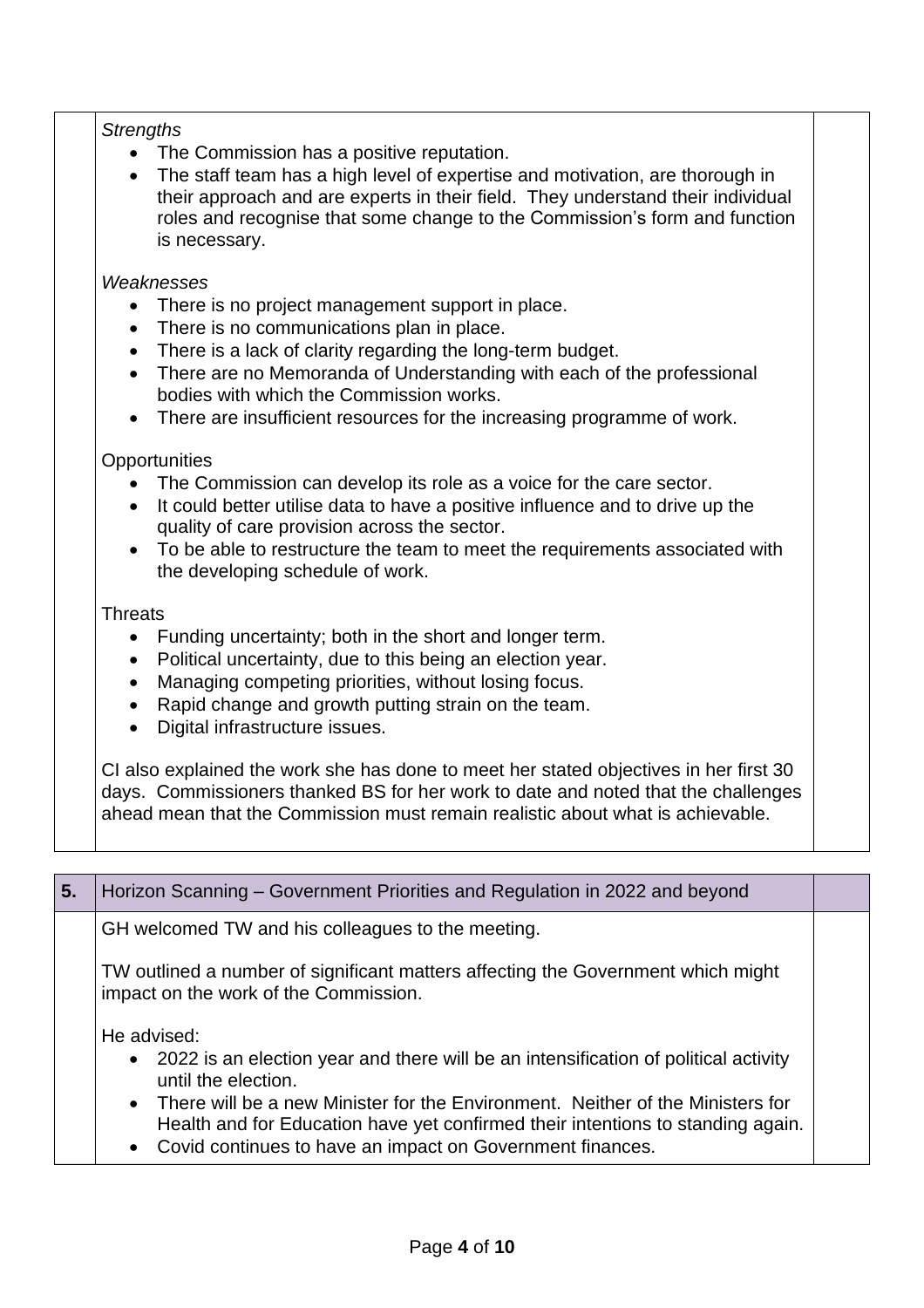*Strengths*

- The Commission has a positive reputation.
- The staff team has a high level of expertise and motivation, are thorough in their approach and are experts in their field. They understand their individual roles and recognise that some change to the Commission's form and function is necessary.

*Weaknesses*

- There is no project management support in place.
- There is no communications plan in place.
- There is a lack of clarity regarding the long-term budget.
- There are no Memoranda of Understanding with each of the professional bodies with which the Commission works.
- There are insufficient resources for the increasing programme of work.

Opportunities

- The Commission can develop its role as a voice for the care sector.
- It could better utilise data to have a positive influence and to drive up the quality of care provision across the sector.
- To be able to restructure the team to meet the requirements associated with the developing schedule of work.

Threats

- Funding uncertainty; both in the short and longer term.
- Political uncertainty, due to this being an election year.
- Managing competing priorities, without losing focus.
- Rapid change and growth putting strain on the team.
- Digital infrastructure issues.

CI also explained the work she has done to meet her stated objectives in her first 30 days. Commissioners thanked BS for her work to date and noted that the challenges ahead mean that the Commission must remain realistic about what is achievable.

| 5. | Horizon Scanning – Government Priorities and Regulation in 2022 and beyond | |
|---|---|---|

GH welcomed TW and his colleagues to the meeting.

TW outlined a number of significant matters affecting the Government which might impact on the work of the Commission.

He advised:

- 2022 is an election year and there will be an intensification of political activity until the election.
- There will be a new Minister for the Environment. Neither of the Ministers for Health and for Education have yet confirmed their intentions to standing again.
- Covid continues to have an impact on Government finances.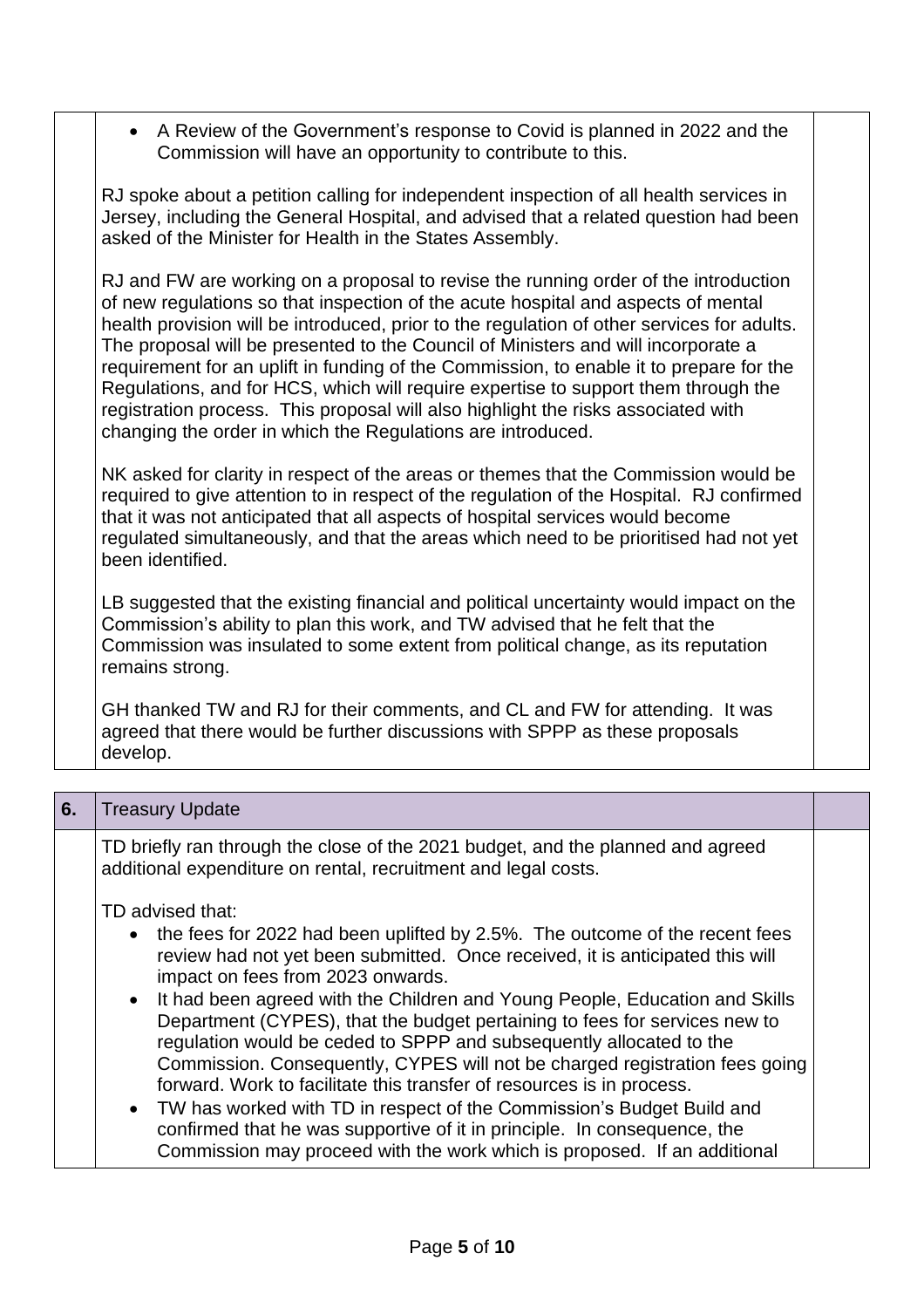- A Review of the Government's response to Covid is planned in 2022 and the Commission will have an opportunity to contribute to this.

RJ spoke about a petition calling for independent inspection of all health services in Jersey, including the General Hospital, and advised that a related question had been asked of the Minister for Health in the States Assembly.

RJ and FW are working on a proposal to revise the running order of the introduction of new regulations so that inspection of the acute hospital and aspects of mental health provision will be introduced, prior to the regulation of other services for adults. The proposal will be presented to the Council of Ministers and will incorporate a requirement for an uplift in funding of the Commission, to enable it to prepare for the Regulations, and for HCS, which will require expertise to support them through the registration process. This proposal will also highlight the risks associated with changing the order in which the Regulations are introduced.

NK asked for clarity in respect of the areas or themes that the Commission would be required to give attention to in respect of the regulation of the Hospital. RJ confirmed that it was not anticipated that all aspects of hospital services would become regulated simultaneously, and that the areas which need to be prioritised had not yet been identified.

LB suggested that the existing financial and political uncertainty would impact on the Commission's ability to plan this work, and TW advised that he felt that the Commission was insulated to some extent from political change, as its reputation remains strong.

GH thanked TW and RJ for their comments, and CL and FW for attending. It was agreed that there would be further discussions with SPPP as these proposals develop.

| 6. | Treasury Update | |
|---|---|---|

TD briefly ran through the close of the 2021 budget, and the planned and agreed additional expenditure on rental, recruitment and legal costs.

TD advised that:

- the fees for 2022 had been uplifted by 2.5%. The outcome of the recent fees review had not yet been submitted. Once received, it is anticipated this will impact on fees from 2023 onwards.
- It had been agreed with the Children and Young People, Education and Skills Department (CYPES), that the budget pertaining to fees for services new to regulation would be ceded to SPPP and subsequently allocated to the Commission. Consequently, CYPES will not be charged registration fees going forward. Work to facilitate this transfer of resources is in process.
- TW has worked with TD in respect of the Commission's Budget Build and confirmed that he was supportive of it in principle. In consequence, the Commission may proceed with the work which is proposed. If an additional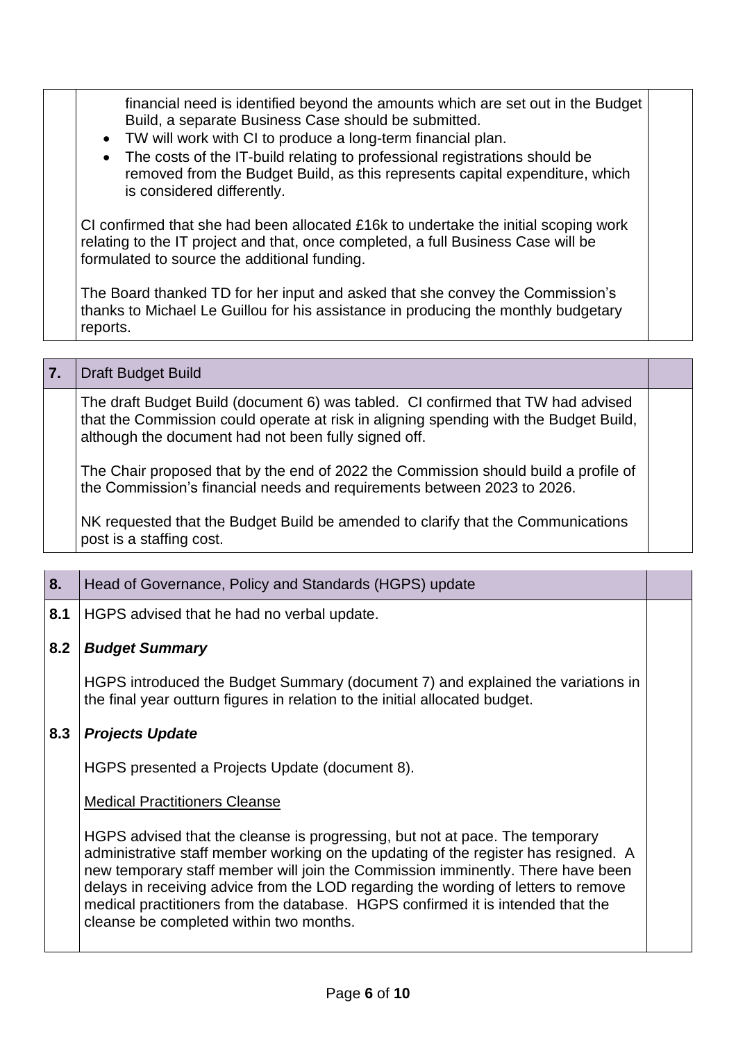financial need is identified beyond the amounts which are set out in the Budget Build, a separate Business Case should be submitted.

- TW will work with CI to produce a long-term financial plan.
- The costs of the IT-build relating to professional registrations should be removed from the Budget Build, as this represents capital expenditure, which is considered differently.

CI confirmed that she had been allocated £16k to undertake the initial scoping work relating to the IT project and that, once completed, a full Business Case will be formulated to source the additional funding.

The Board thanked TD for her input and asked that she convey the Commission's thanks to Michael Le Guillou for his assistance in producing the monthly budgetary reports.

## 7. Draft Budget Build

The draft Budget Build (document 6) was tabled. CI confirmed that TW had advised that the Commission could operate at risk in aligning spending with the Budget Build, although the document had not been fully signed off.

The Chair proposed that by the end of 2022 the Commission should build a profile of the Commission's financial needs and requirements between 2023 to 2026.

NK requested that the Budget Build be amended to clarify that the Communications post is a staffing cost.

## 8. Head of Governance, Policy and Standards (HGPS) update

**8.1** HGPS advised that he had no verbal update.

**8.2** ***Budget Summary***

HGPS introduced the Budget Summary (document 7) and explained the variations in the final year outturn figures in relation to the initial allocated budget.

**8.3** ***Projects Update***

HGPS presented a Projects Update (document 8).

Medical Practitioners Cleanse

HGPS advised that the cleanse is progressing, but not at pace. The temporary administrative staff member working on the updating of the register has resigned. A new temporary staff member will join the Commission imminently. There have been delays in receiving advice from the LOD regarding the wording of letters to remove medical practitioners from the database. HGPS confirmed it is intended that the cleanse be completed within two months.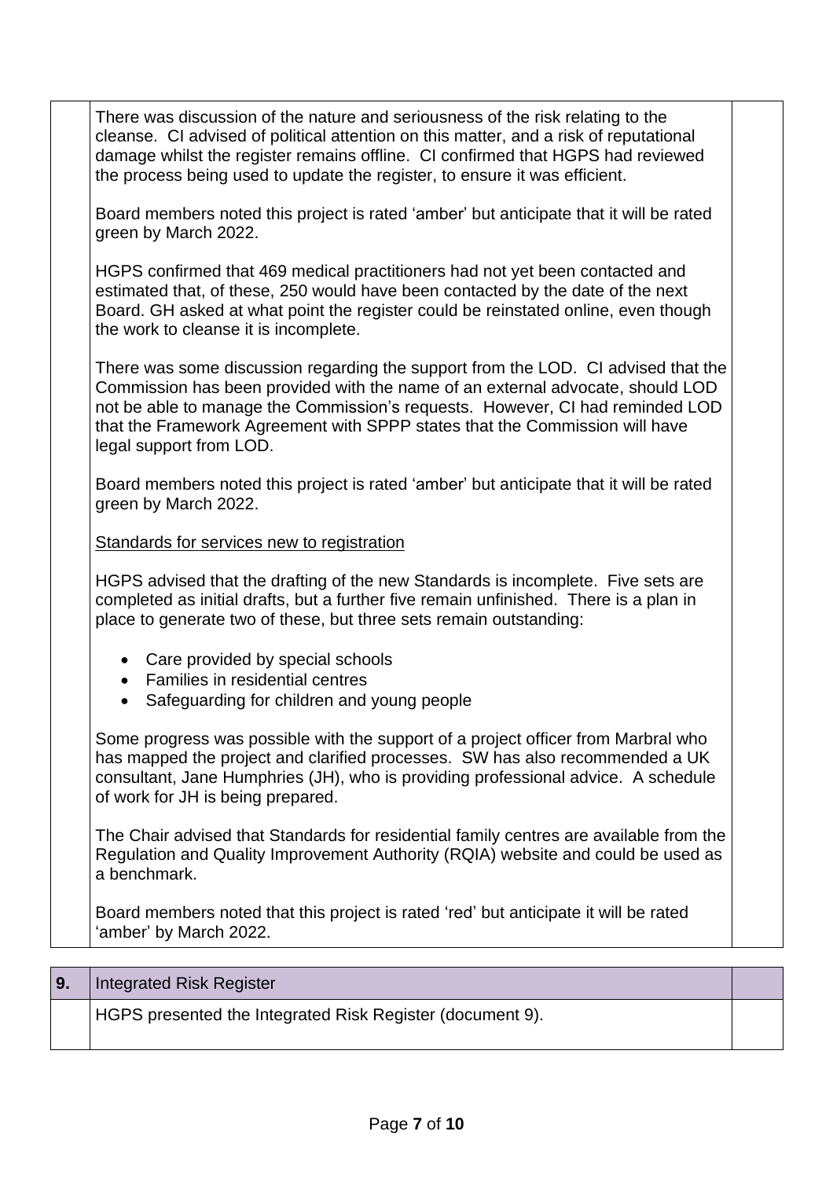| | | |
|---|---|---|
| | There was discussion of the nature and seriousness of the risk relating to the cleanse. CI advised of political attention on this matter, and a risk of reputational damage whilst the register remains offline. CI confirmed that HGPS had reviewed the process being used to update the register, to ensure it was efficient.<br><br>Board members noted this project is rated 'amber' but anticipate that it will be rated green by March 2022.<br><br>HGPS confirmed that 469 medical practitioners had not yet been contacted and estimated that, of these, 250 would have been contacted by the date of the next Board. GH asked at what point the register could be reinstated online, even though the work to cleanse it is incomplete.<br><br>There was some discussion regarding the support from the LOD. CI advised that the Commission has been provided with the name of an external advocate, should LOD not be able to manage the Commission's requests. However, CI had reminded LOD that the Framework Agreement with SPPP states that the Commission will have legal support from LOD.<br><br>Board members noted this project is rated 'amber' but anticipate that it will be rated green by March 2022.<br><br><u>Standards for services new to registration</u><br><br>HGPS advised that the drafting of the new Standards is incomplete. Five sets are completed as initial drafts, but a further five remain unfinished. There is a plan in place to generate two of these, but three sets remain outstanding:<br><br>• Care provided by special schools<br>• Families in residential centres<br>• Safeguarding for children and young people<br><br>Some progress was possible with the support of a project officer from Marbral who has mapped the project and clarified processes. SW has also recommended a UK consultant, Jane Humphries (JH), who is providing professional advice. A schedule of work for JH is being prepared.<br><br>The Chair advised that Standards for residential family centres are available from the Regulation and Quality Improvement Authority (RQIA) website and could be used as a benchmark.<br><br>Board members noted that this project is rated 'red' but anticipate it will be rated 'amber' by March 2022. | |

| **9.** | Integrated Risk Register | |
|---|---|---|
| | HGPS presented the Integrated Risk Register (document 9). | |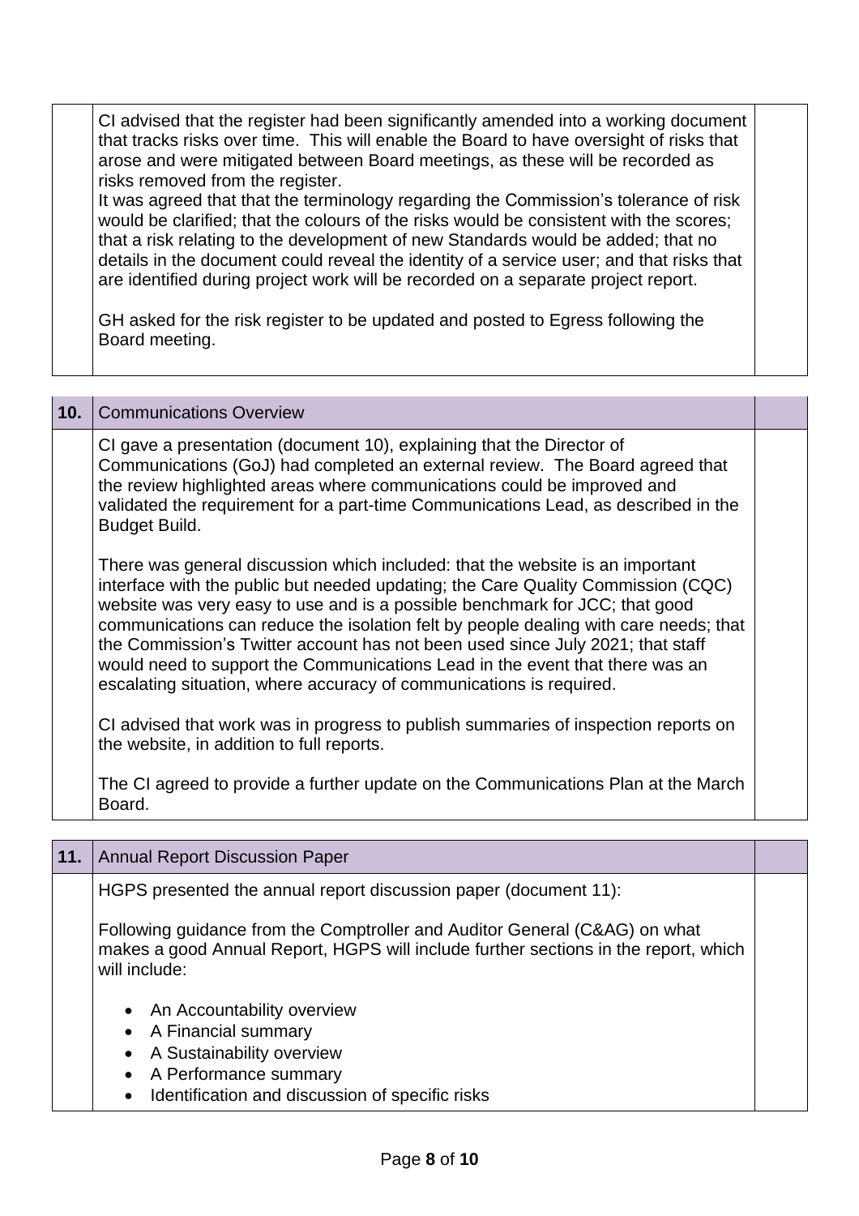| | | |
|---|---|---|
| | CI advised that the register had been significantly amended into a working document that tracks risks over time. This will enable the Board to have oversight of risks that arose and were mitigated between Board meetings, as these will be recorded as risks removed from the register.<br>It was agreed that that the terminology regarding the Commission's tolerance of risk would be clarified; that the colours of the risks would be consistent with the scores; that a risk relating to the development of new Standards would be added; that no details in the document could reveal the identity of a service user; and that risks that are identified during project work will be recorded on a separate project report.<br><br>GH asked for the risk register to be updated and posted to Egress following the Board meeting. | |

| **10.** | Communications Overview | |
|---|---|---|
| | CI gave a presentation (document 10), explaining that the Director of Communications (GoJ) had completed an external review. The Board agreed that the review highlighted areas where communications could be improved and validated the requirement for a part-time Communications Lead, as described in the Budget Build.<br><br>There was general discussion which included: that the website is an important interface with the public but needed updating; the Care Quality Commission (CQC) website was very easy to use and is a possible benchmark for JCC; that good communications can reduce the isolation felt by people dealing with care needs; that the Commission's Twitter account has not been used since July 2021; that staff would need to support the Communications Lead in the event that there was an escalating situation, where accuracy of communications is required.<br><br>CI advised that work was in progress to publish summaries of inspection reports on the website, in addition to full reports.<br><br>The CI agreed to provide a further update on the Communications Plan at the March Board. | |

| **11.** | Annual Report Discussion Paper | |
|---|---|---|
| | HGPS presented the annual report discussion paper (document 11):<br><br>Following guidance from the Comptroller and Auditor General (C&AG) on what makes a good Annual Report, HGPS will include further sections in the report, which will include:<br><br>• An Accountability overview<br>• A Financial summary<br>• A Sustainability overview<br>• A Performance summary<br>• Identification and discussion of specific risks | |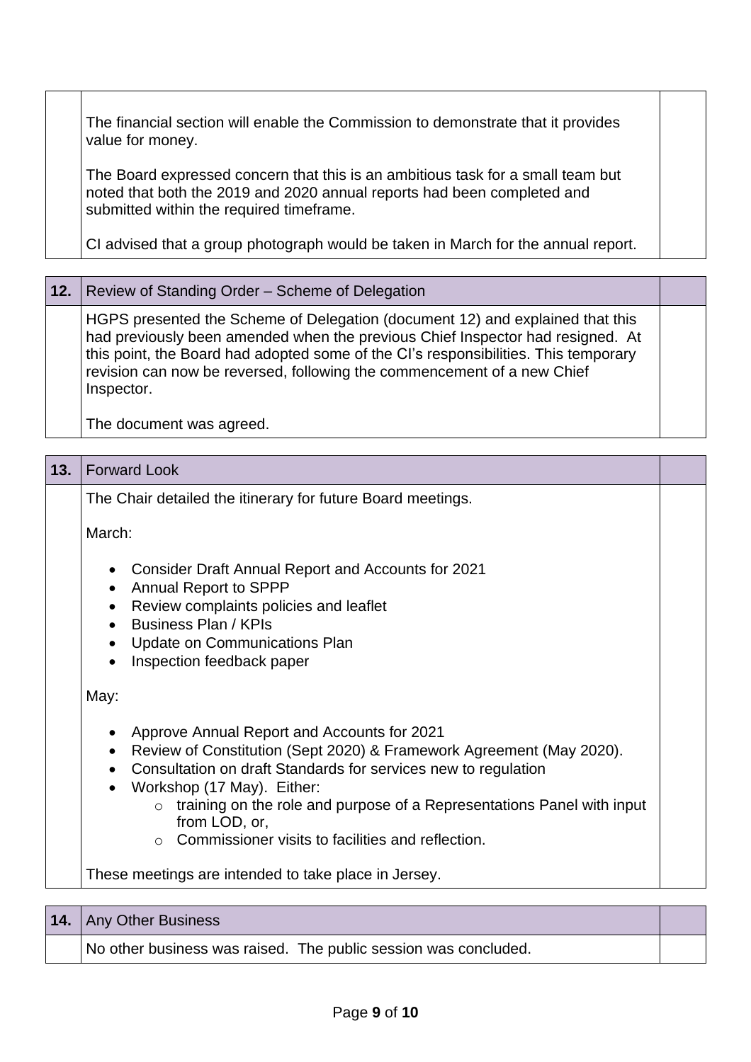The financial section will enable the Commission to demonstrate that it provides value for money.

The Board expressed concern that this is an ambitious task for a small team but noted that both the 2019 and 2020 annual reports had been completed and submitted within the required timeframe.

CI advised that a group photograph would be taken in March for the annual report.

## 12. Review of Standing Order – Scheme of Delegation

HGPS presented the Scheme of Delegation (document 12) and explained that this had previously been amended when the previous Chief Inspector had resigned. At this point, the Board had adopted some of the CI's responsibilities. This temporary revision can now be reversed, following the commencement of a new Chief Inspector.

The document was agreed.

## 13. Forward Look

The Chair detailed the itinerary for future Board meetings.

March:

- Consider Draft Annual Report and Accounts for 2021
- Annual Report to SPPP
- Review complaints policies and leaflet
- Business Plan / KPIs
- Update on Communications Plan
- Inspection feedback paper

May:

- Approve Annual Report and Accounts for 2021
- Review of Constitution (Sept 2020) & Framework Agreement (May 2020).
- Consultation on draft Standards for services new to regulation
- Workshop (17 May). Either:
  - training on the role and purpose of a Representations Panel with input from LOD, or,
  - Commissioner visits to facilities and reflection.

These meetings are intended to take place in Jersey.

## 14. Any Other Business

No other business was raised. The public session was concluded.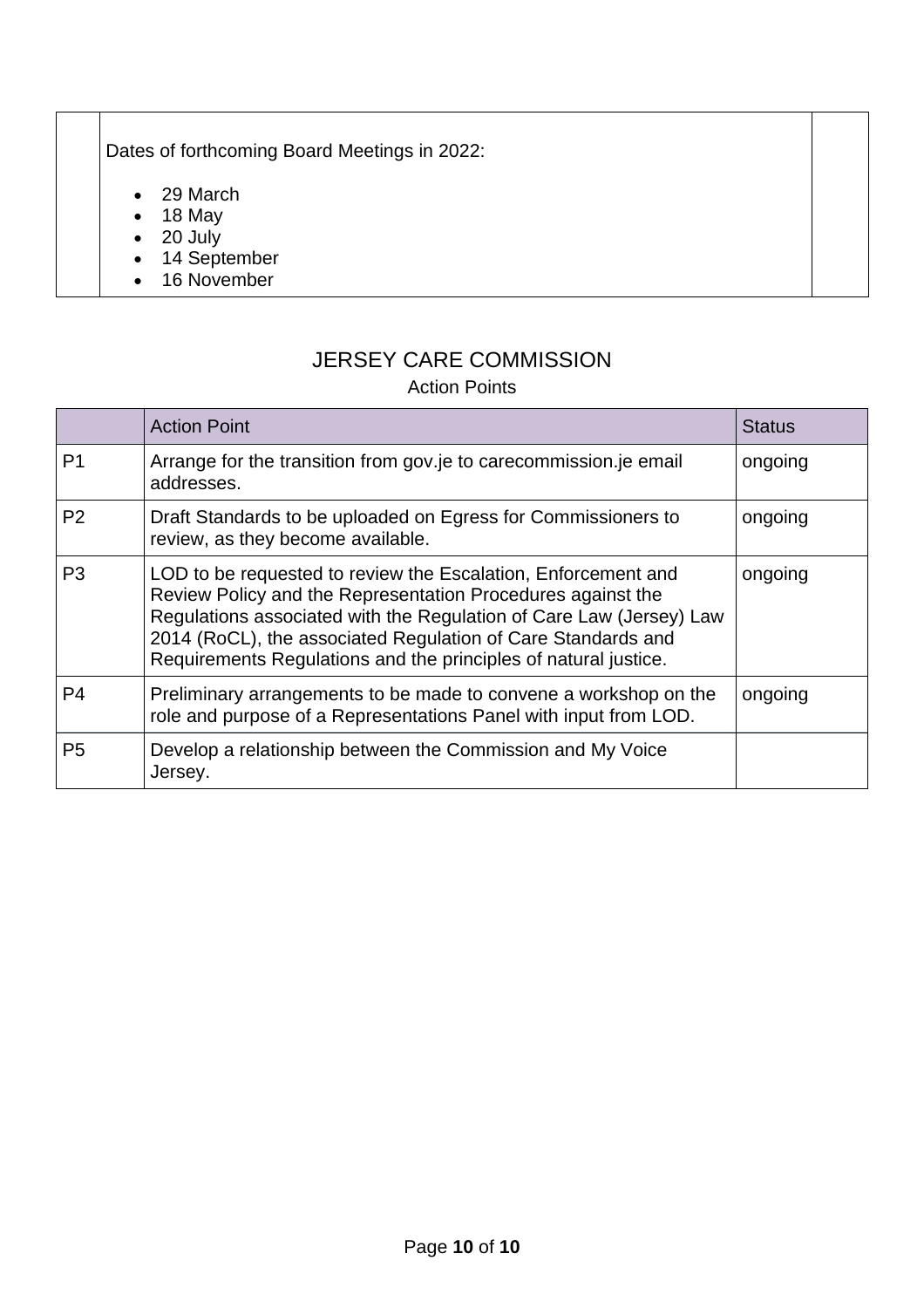| | | |
|---|---|---|
| | Dates of forthcoming Board Meetings in 2022:<br><br>• 29 March<br>• 18 May<br>• 20 July<br>• 14 September<br>• 16 November | |

# JERSEY CARE COMMISSION

Action Points

| | Action Point | Status |
|---|---|---|
| P1 | Arrange for the transition from gov.je to carecommission.je email addresses. | ongoing |
| P2 | Draft Standards to be uploaded on Egress for Commissioners to review, as they become available. | ongoing |
| P3 | LOD to be requested to review the Escalation, Enforcement and Review Policy and the Representation Procedures against the Regulations associated with the Regulation of Care Law (Jersey) Law 2014 (RoCL), the associated Regulation of Care Standards and Requirements Regulations and the principles of natural justice. | ongoing |
| P4 | Preliminary arrangements to be made to convene a workshop on the role and purpose of a Representations Panel with input from LOD. | ongoing |
| P5 | Develop a relationship between the Commission and My Voice Jersey. | |